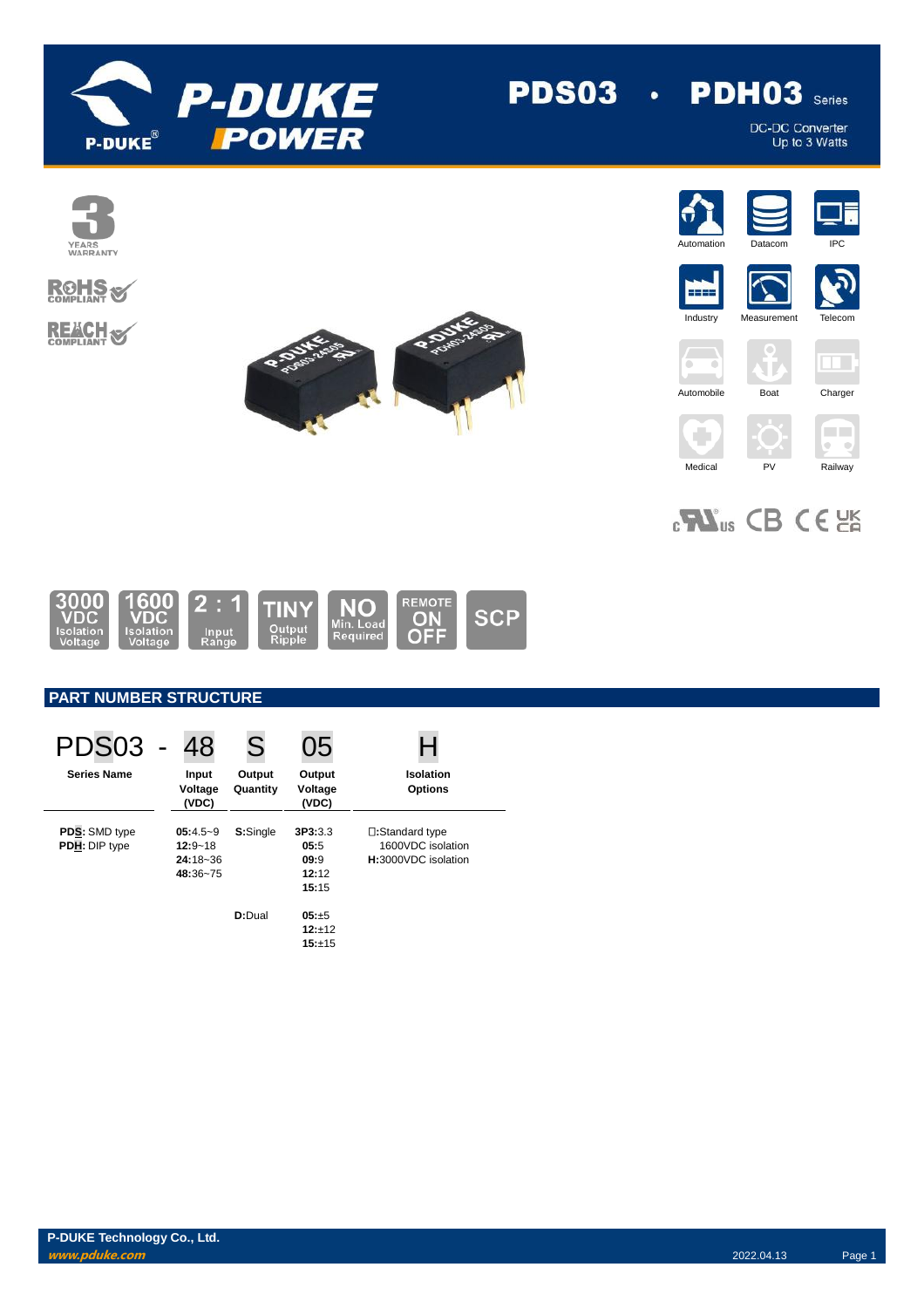# PDS03 • PDH03 Series

DC-DC Converter
Up to 3 Watts

3 YEARS WARRANTY

RoHS COMPLIANT

REACH COMPLIANT

Automation | Datacom | IPC | Industry | Measurement | Telecom | Automobile | Boat | Charger | Medical | PV | Railway

3000 VDC Isolation Voltage | 1600 VDC Isolation Voltage | 2 : 1 Input Range | TINY Output Ripple | NO Min. Load Required | REMOTE ON OFF | SCP

## PART NUMBER STRUCTURE

| PDS03 | - | 48 | S | 05 | H |
|---|---|---|---|---|---|
| **Series Name** | | **Input Voltage (VDC)** | **Output Quantity** | **Output Voltage (VDC)** | **Isolation Options** |
| **PDS**: SMD type<br>**PDH**: DIP type | | **05**:4.5~9<br>**12**:9~18<br>**24**:18~36<br>**48**:36~75 | **S**:Single | **3P3**:3.3<br>**05**:5<br>**09**:9<br>**12**:12<br>**15**:15 | □:Standard type 1600VDC isolation<br>**H**:3000VDC isolation |
| | | | **D**:Dual | **05**:±5<br>**12**:±12<br>**15**:±15 | |

**P-DUKE Technology Co., Ltd.**
*www.pduke.com*
2022.04.13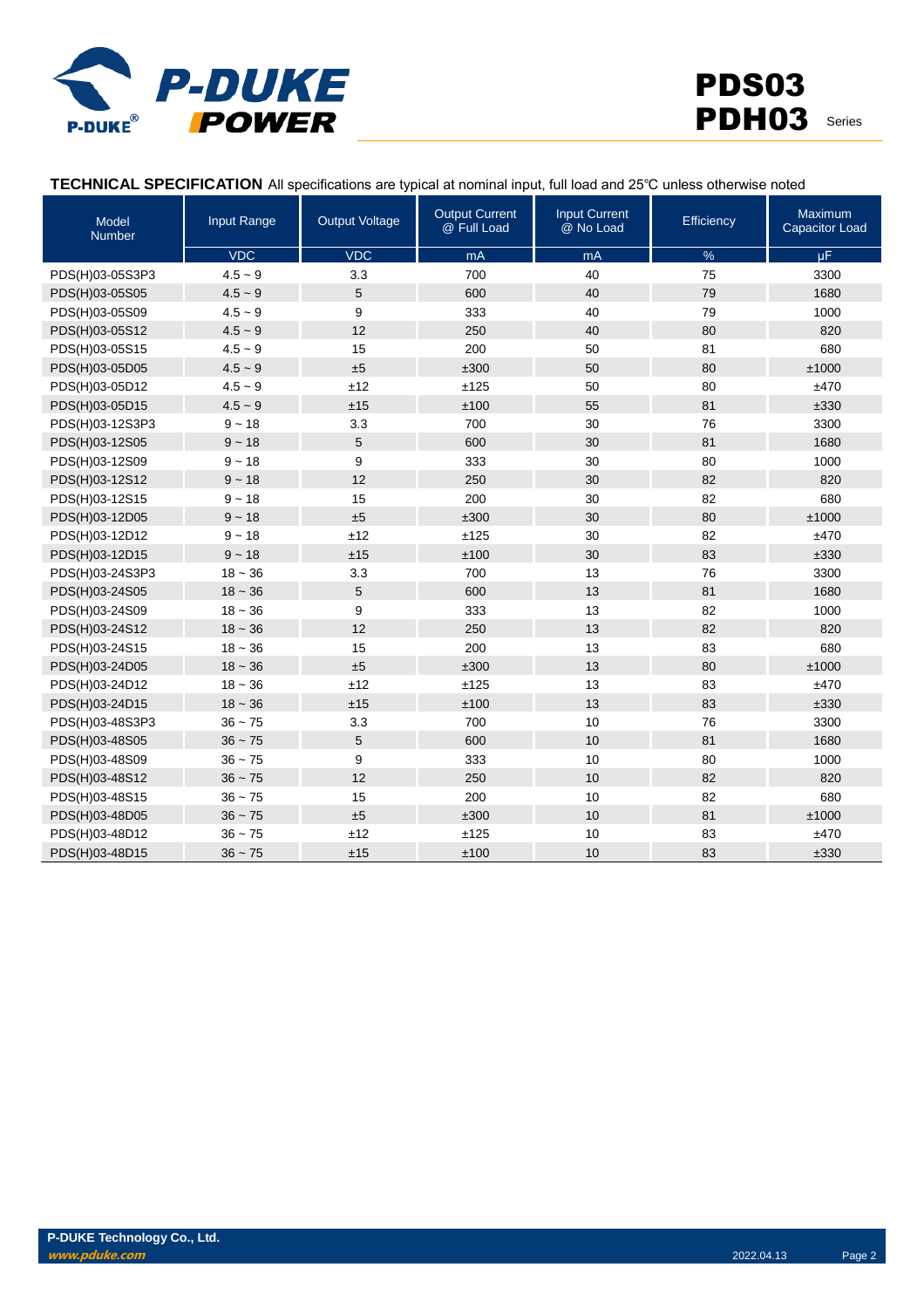**TECHNICAL SPECIFICATION** All specifications are typical at nominal input, full load and 25℃ unless otherwise noted

| Model Number | Input Range | Output Voltage | Output Current @ Full Load | Input Current @ No Load | Efficiency | Maximum Capacitor Load |
|---|---|---|---|---|---|---|
| | VDC | VDC | mA | mA | % | µF |
| PDS(H)03-05S3P3 | 4.5 ~ 9 | 3.3 | 700 | 40 | 75 | 3300 |
| PDS(H)03-05S05 | 4.5 ~ 9 | 5 | 600 | 40 | 79 | 1680 |
| PDS(H)03-05S09 | 4.5 ~ 9 | 9 | 333 | 40 | 79 | 1000 |
| PDS(H)03-05S12 | 4.5 ~ 9 | 12 | 250 | 40 | 80 | 820 |
| PDS(H)03-05S15 | 4.5 ~ 9 | 15 | 200 | 50 | 81 | 680 |
| PDS(H)03-05D05 | 4.5 ~ 9 | ±5 | ±300 | 50 | 80 | ±1000 |
| PDS(H)03-05D12 | 4.5 ~ 9 | ±12 | ±125 | 50 | 80 | ±470 |
| PDS(H)03-05D15 | 4.5 ~ 9 | ±15 | ±100 | 55 | 81 | ±330 |
| PDS(H)03-12S3P3 | 9 ~ 18 | 3.3 | 700 | 30 | 76 | 3300 |
| PDS(H)03-12S05 | 9 ~ 18 | 5 | 600 | 30 | 81 | 1680 |
| PDS(H)03-12S09 | 9 ~ 18 | 9 | 333 | 30 | 80 | 1000 |
| PDS(H)03-12S12 | 9 ~ 18 | 12 | 250 | 30 | 82 | 820 |
| PDS(H)03-12S15 | 9 ~ 18 | 15 | 200 | 30 | 82 | 680 |
| PDS(H)03-12D05 | 9 ~ 18 | ±5 | ±300 | 30 | 80 | ±1000 |
| PDS(H)03-12D12 | 9 ~ 18 | ±12 | ±125 | 30 | 82 | ±470 |
| PDS(H)03-12D15 | 9 ~ 18 | ±15 | ±100 | 30 | 83 | ±330 |
| PDS(H)03-24S3P3 | 18 ~ 36 | 3.3 | 700 | 13 | 76 | 3300 |
| PDS(H)03-24S05 | 18 ~ 36 | 5 | 600 | 13 | 81 | 1680 |
| PDS(H)03-24S09 | 18 ~ 36 | 9 | 333 | 13 | 82 | 1000 |
| PDS(H)03-24S12 | 18 ~ 36 | 12 | 250 | 13 | 82 | 820 |
| PDS(H)03-24S15 | 18 ~ 36 | 15 | 200 | 13 | 83 | 680 |
| PDS(H)03-24D05 | 18 ~ 36 | ±5 | ±300 | 13 | 80 | ±1000 |
| PDS(H)03-24D12 | 18 ~ 36 | ±12 | ±125 | 13 | 83 | ±470 |
| PDS(H)03-24D15 | 18 ~ 36 | ±15 | ±100 | 13 | 83 | ±330 |
| PDS(H)03-48S3P3 | 36 ~ 75 | 3.3 | 700 | 10 | 76 | 3300 |
| PDS(H)03-48S05 | 36 ~ 75 | 5 | 600 | 10 | 81 | 1680 |
| PDS(H)03-48S09 | 36 ~ 75 | 9 | 333 | 10 | 80 | 1000 |
| PDS(H)03-48S12 | 36 ~ 75 | 12 | 250 | 10 | 82 | 820 |
| PDS(H)03-48S15 | 36 ~ 75 | 15 | 200 | 10 | 82 | 680 |
| PDS(H)03-48D05 | 36 ~ 75 | ±5 | ±300 | 10 | 81 | ±1000 |
| PDS(H)03-48D12 | 36 ~ 75 | ±12 | ±125 | 10 | 83 | ±470 |
| PDS(H)03-48D15 | 36 ~ 75 | ±15 | ±100 | 10 | 83 | ±330 |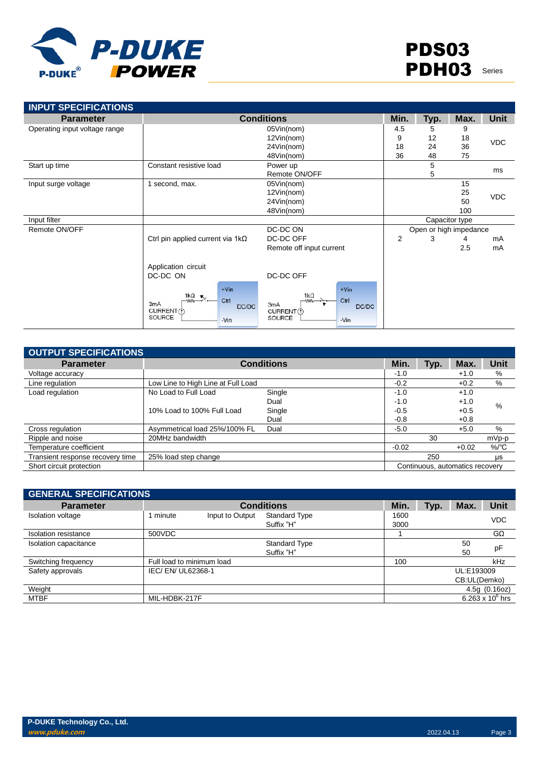# PDS03 PDH03 Series

## INPUT SPECIFICATIONS

| Parameter | Conditions | | Min. | Typ. | Max. | Unit |
|---|---|---|---|---|---|---|
| Operating input voltage range | | 05Vin(nom) | 4.5 | 5 | 9 | VDC |
| | | 12Vin(nom) | 9 | 12 | 18 | |
| | | 24Vin(nom) | 18 | 24 | 36 | |
| | | 48Vin(nom) | 36 | 48 | 75 | |
| Start up time | Constant resistive load | Power up | | 5 | | ms |
| | | Remote ON/OFF | | 5 | | |
| Input surge voltage | 1 second, max. | 05Vin(nom) | | | 15 | VDC |
| | | 12Vin(nom) | | | 25 | |
| | | 24Vin(nom) | | | 50 | |
| | | 48Vin(nom) | | | 100 | |
| Input filter | | | Capacitor type | | | |
| Remote ON/OFF | | DC-DC ON | Open or high impedance | | | |
| | Ctrl pin applied current via 1kΩ | DC-DC OFF | 2 | 3 | 4 | mA |
| | | Remote off input current | | | 2.5 | mA |
| | Application circuit DC-DC ON | DC-DC OFF | | | | |

Application circuit

DC-DC ON: 3mA CURRENT SOURCE, 1kΩ, Ctrl, +Vin, -Vin, DC/DC

DC-DC OFF: 3mA CURRENT SOURCE, 1kΩ, Ctrl, +Vin, -Vin, DC/DC

## OUTPUT SPECIFICATIONS

| Parameter | Conditions | | Min. | Typ. | Max. | Unit |
|---|---|---|---|---|---|---|
| Voltage accuracy | | | -1.0 | | +1.0 | % |
| Line regulation | Low Line to High Line at Full Load | | -0.2 | | +0.2 | % |
| Load regulation | No Load to Full Load | Single | -1.0 | | +1.0 | % |
| | | Dual | -1.0 | | +1.0 | |
| | 10% Load to 100% Full Load | Single | -0.5 | | +0.5 | |
| | | Dual | -0.8 | | +0.8 | |
| Cross regulation | Asymmetrical load 25%/100% FL | Dual | -5.0 | | +5.0 | % |
| Ripple and noise | 20MHz bandwidth | | | 30 | | mVp-p |
| Temperature coefficient | | | -0.02 | | +0.02 | %/°C |
| Transient response recovery time | 25% load step change | | | 250 | | μs |
| Short circuit protection | | | Continuous, automatics recovery | | | |

## GENERAL SPECIFICATIONS

| Parameter | Conditions | | | Min. | Typ. | Max. | Unit |
|---|---|---|---|---|---|---|---|
| Isolation voltage | 1 minute | Input to Output | Standard Type | 1600 | | | VDC |
| | | | Suffix "H" | 3000 | | | |
| Isolation resistance | 500VDC | | | 1 | | | GΩ |
| Isolation capacitance | | | Standard Type | | | 50 | pF |
| | | | Suffix "H" | | | 50 | |
| Switching frequency | Full load to minimum load | | | 100 | | | kHz |
| Safety approvals | IEC/ EN/ UL62368-1 | | | UL:E193009 CB:UL(Demko) | | | |
| Weight | | | | 4.5g (0.16oz) | | | |
| MTBF | MIL-HDBK-217F | | | $6.263 \times 10^6$ hrs | | | |

P-DUKE Technology Co., Ltd.
www.pduke.com
2022.04.13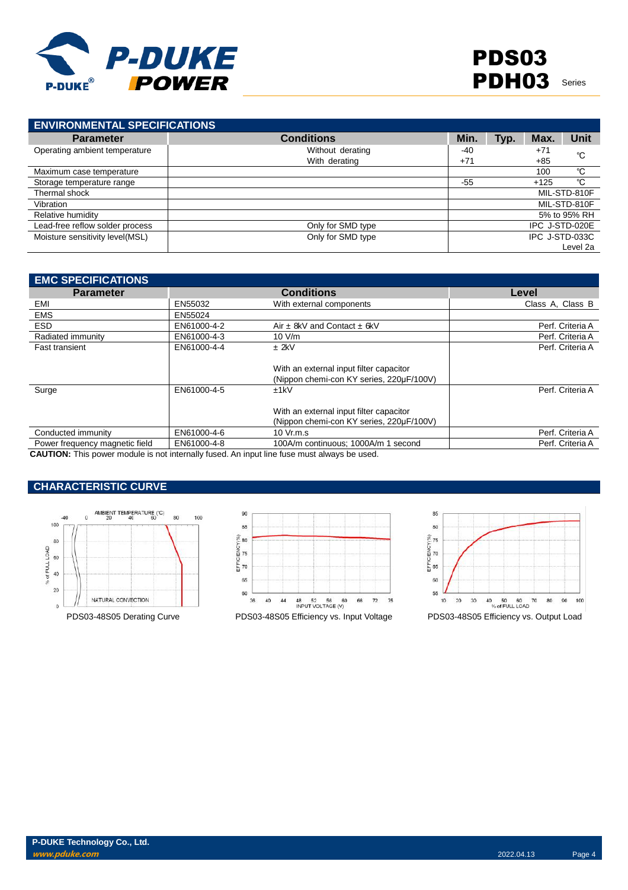## ENVIRONMENTAL SPECIFICATIONS

| Parameter | Conditions | Min. | Typ. | Max. | Unit |
|---|---|---|---|---|---|
| Operating ambient temperature | Without derating<br>With derating | -40<br>+71 | | +71<br>+85 | ℃ |
| Maximum case temperature | | | | 100 | ℃ |
| Storage temperature range | | -55 | | +125 | ℃ |
| Thermal shock | | | | | MIL-STD-810F |
| Vibration | | | | | MIL-STD-810F |
| Relative humidity | | | | | 5% to 95% RH |
| Lead-free reflow solder process | Only for SMD type | | | | IPC J-STD-020E |
| Moisture sensitivity level(MSL) | Only for SMD type | | | | IPC J-STD-033C Level 2a |

## EMC SPECIFICATIONS

| Parameter | Conditions | | Level |
|---|---|---|---|
| EMI | EN55032 | With external components | Class A, Class B |
| EMS | EN55024 | | |
| ESD | EN61000-4-2 | Air ± 8kV and Contact ± 6kV | Perf. Criteria A |
| Radiated immunity | EN61000-4-3 | 10 V/m | Perf. Criteria A |
| Fast transient | EN61000-4-4 | ± 2kV<br><br>With an external input filter capacitor (Nippon chemi-con KY series, 220μF/100V) | Perf. Criteria A |
| Surge | EN61000-4-5 | ±1kV<br><br>With an external input filter capacitor (Nippon chemi-con KY series, 220μF/100V) | Perf. Criteria A |
| Conducted immunity | EN61000-4-6 | 10 Vr.m.s | Perf. Criteria A |
| Power frequency magnetic field | EN61000-4-8 | 100A/m continuous; 1000A/m 1 second | Perf. Criteria A |

**CAUTION:** This power module is not internally fused. An input line fuse must always be used.

## CHARACTERISTIC CURVE

PDS03-48S05 Derating Curve

PDS03-48S05 Efficiency vs. Input Voltage

PDS03-48S05 Efficiency vs. Output Load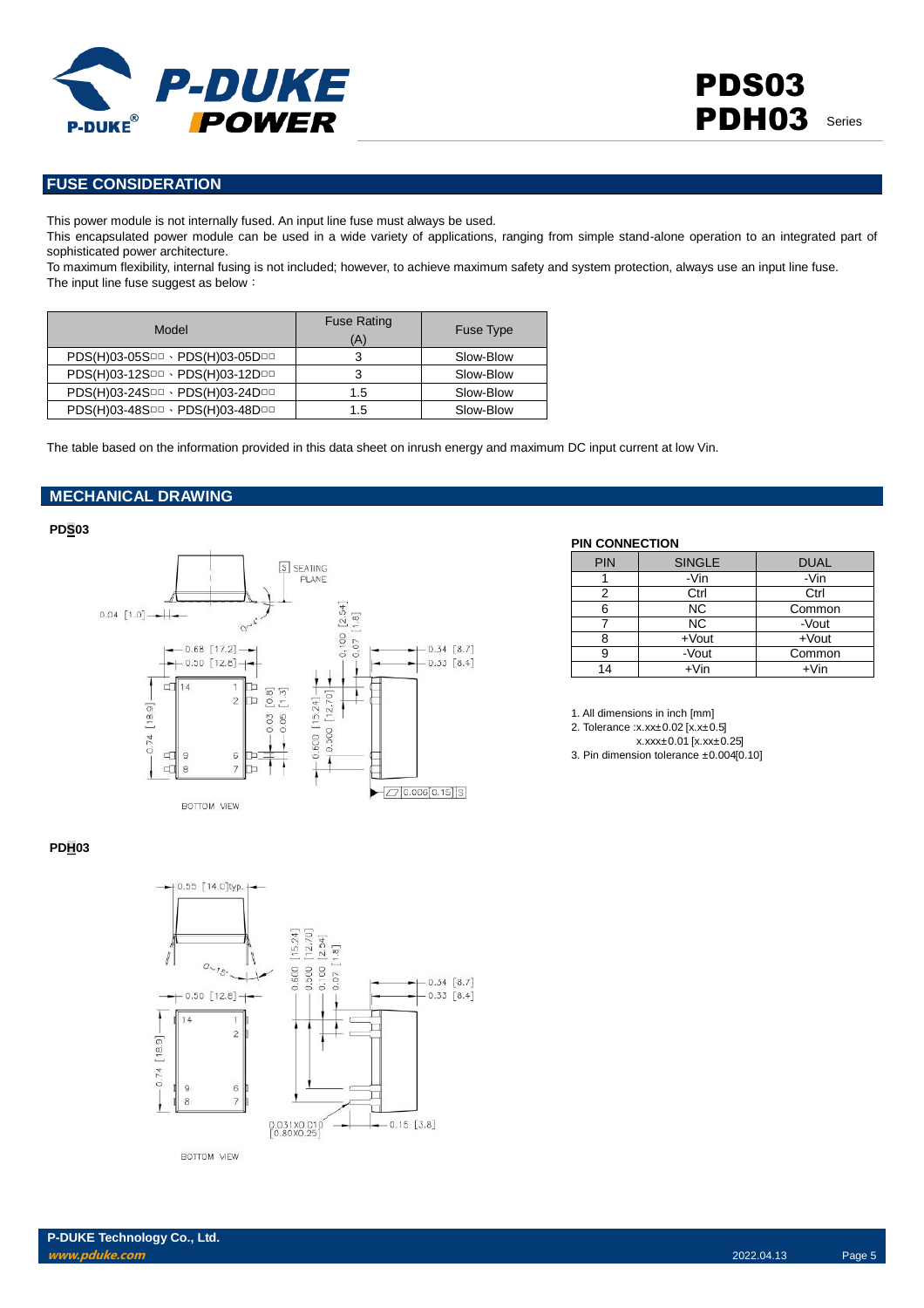## FUSE CONSIDERATION

This power module is not internally fused. An input line fuse must always be used.
This encapsulated power module can be used in a wide variety of applications, ranging from simple stand-alone operation to an integrated part of sophisticated power architecture.
To maximum flexibility, internal fusing is not included; however, to achieve maximum safety and system protection, always use an input line fuse.
The input line fuse suggest as below：

| Model | Fuse Rating (A) | Fuse Type |
|---|---|---|
| PDS(H)03-05S□□、PDS(H)03-05D□□ | 3 | Slow-Blow |
| PDS(H)03-12S□□、PDS(H)03-12D□□ | 3 | Slow-Blow |
| PDS(H)03-24S□□、PDS(H)03-24D□□ | 1.5 | Slow-Blow |
| PDS(H)03-48S□□、PDS(H)03-48D□□ | 1.5 | Slow-Blow |

The table based on the information provided in this data sheet on inrush energy and maximum DC input current at low Vin.

## MECHANICAL DRAWING

**PDS03**

**PIN CONNECTION**

| PIN | SINGLE | DUAL |
|---|---|---|
| 1 | -Vin | -Vin |
| 2 | Ctrl | Ctrl |
| 6 | NC | Common |
| 7 | NC | -Vout |
| 8 | +Vout | +Vout |
| 9 | -Vout | Common |
| 14 | +Vin | +Vin |

1. All dimensions in inch [mm]
2. Tolerance :x.xx±0.02 [x.x±0.5]
   x.xxx±0.01 [x.xx±0.25]
3. Pin dimension tolerance ±0.004[0.10]

**PDH03**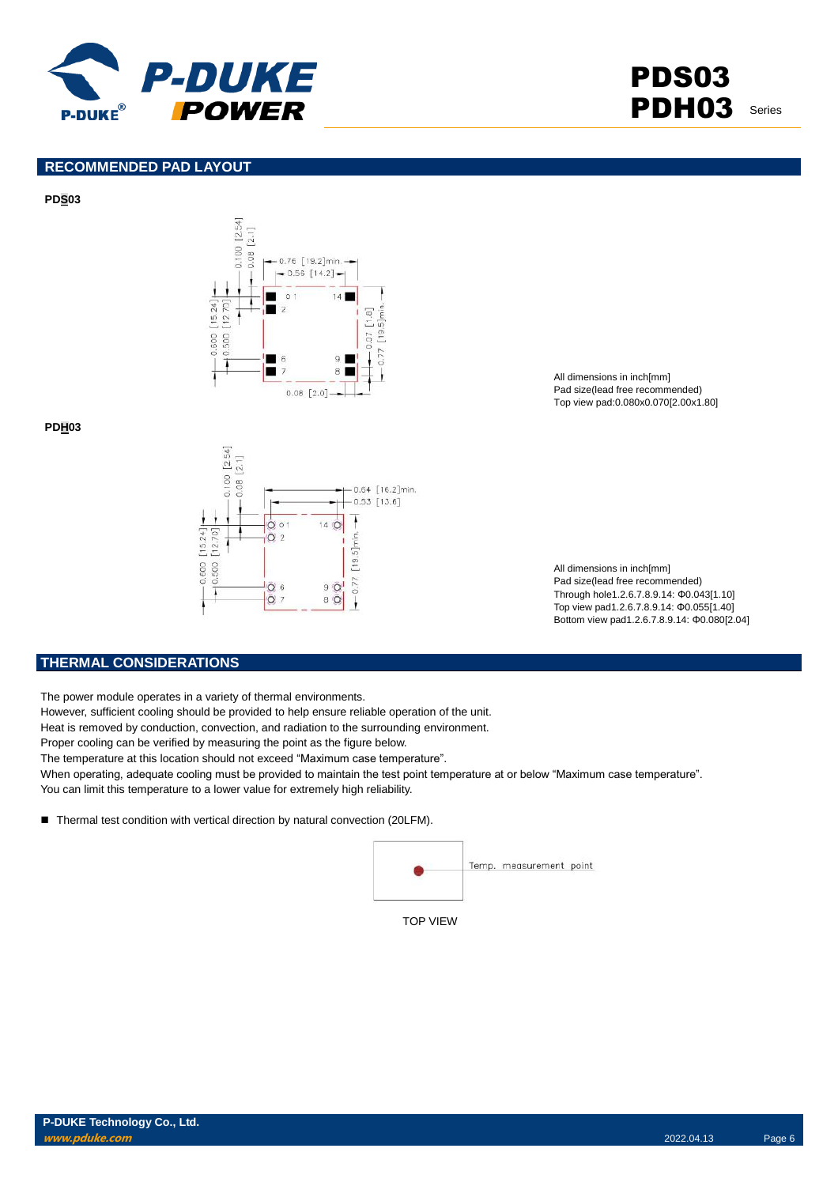## RECOMMENDED PAD LAYOUT

**PDS03**

All dimensions in inch[mm]
Pad size(lead free recommended)
Top view pad:0.080x0.070[2.00x1.80]

**PDH03**

All dimensions in inch[mm]
Pad size(lead free recommended)
Through hole1.2.6.7.8.9.14: Φ0.043[1.10]
Top view pad1.2.6.7.8.9.14: Φ0.055[1.40]
Bottom view pad1.2.6.7.8.9.14: Φ0.080[2.04]

## THERMAL CONSIDERATIONS

The power module operates in a variety of thermal environments.
However, sufficient cooling should be provided to help ensure reliable operation of the unit.
Heat is removed by conduction, convection, and radiation to the surrounding environment.
Proper cooling can be verified by measuring the point as the figure below.
The temperature at this location should not exceed "Maximum case temperature".
When operating, adequate cooling must be provided to maintain the test point temperature at or below "Maximum case temperature".
You can limit this temperature to a lower value for extremely high reliability.

- Thermal test condition with vertical direction by natural convection (20LFM).

Temp. measurement point

TOP VIEW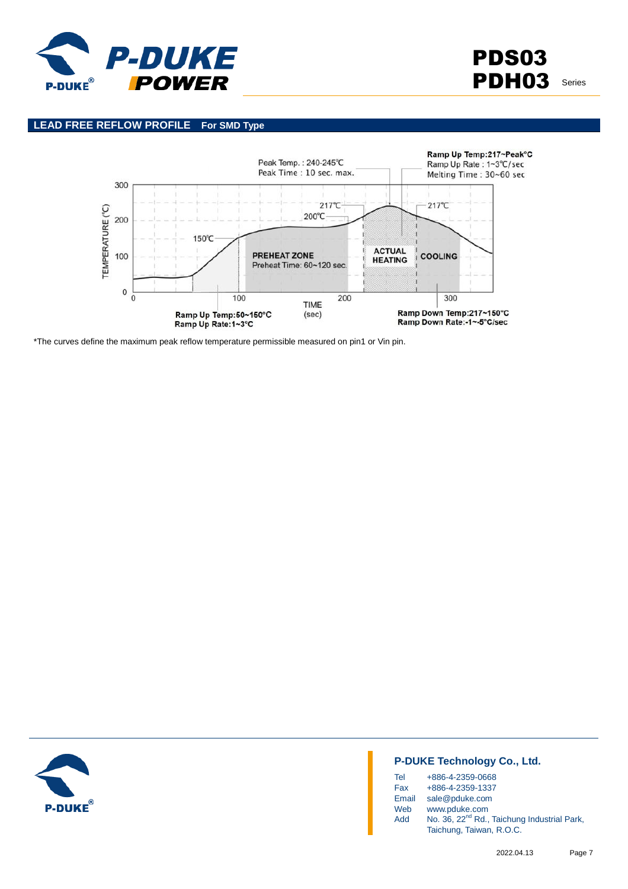## LEAD FREE REFLOW PROFILE For SMD Type

Peak Temp. : 240-245℃
Peak Time : 10 sec. max.

Ramp Up Temp:217~Peak°C
Ramp Up Rate : 1~3℃/sec
Melting Time : 30~60 sec

300
200
100
0
TEMPERATURE (℃)

150℃
200℃
217℃
217℃

PREHEAT ZONE
Preheat Time: 60~120 sec.

ACTUAL HEATING

COOLING

0
100
200
300
TIME (sec)

Ramp Up Temp:50~150°C
Ramp Up Rate:1~3°C

Ramp Down Temp:217~150°C
Ramp Down Rate:-1~-5°C/sec

*The curves define the maximum peak reflow temperature permissible measured on pin1 or Vin pin.

**P-DUKE Technology Co., Ltd.**

Tel +886-4-2359-0668
Fax +886-4-2359-1337
Email sale@pduke.com
Web www.pduke.com
Add No. 36, 22nd Rd., Taichung Industrial Park, Taichung, Taiwan, R.O.C.